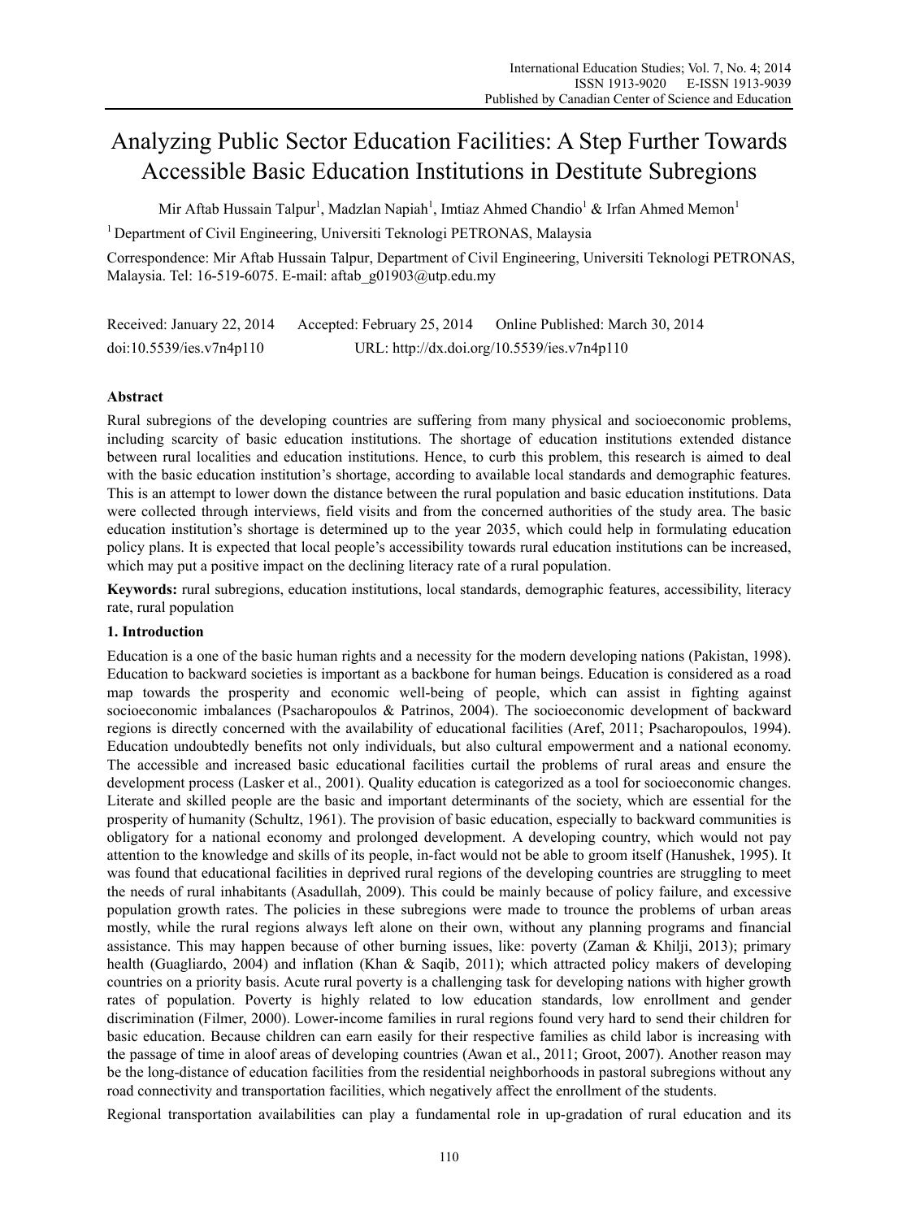# Analyzing Public Sector Education Facilities: A Step Further Towards Accessible Basic Education Institutions in Destitute Subregions

Mir Aftab Hussain Talpur[1], Madzlan Napiah[1], Imtiaz Ahmed Chandio[1] & Irfan Ahmed Memon[1]

[1] Department of Civil Engineering, Universiti Teknologi PETRONAS, Malaysia

Correspondence: Mir Aftab Hussain Talpur, Department of Civil Engineering, Universiti Teknologi PETRONAS, Malaysia. Tel: 16-519-6075. E-mail: aftab_g01903@utp.edu.my

Received: January 22, 2014 Accepted: February 25, 2014 Online Published: March 30, 2014

doi:10.5539/ies.v7n4p110 URL: http://dx.doi.org/10.5539/ies.v7n4p110

## Abstract

Rural subregions of the developing countries are suffering from many physical and socioeconomic problems, including scarcity of basic education institutions. The shortage of education institutions extended distance between rural localities and education institutions. Hence, to curb this problem, this research is aimed to deal with the basic education institution's shortage, according to available local standards and demographic features. This is an attempt to lower down the distance between the rural population and basic education institutions. Data were collected through interviews, field visits and from the concerned authorities of the study area. The basic education institution's shortage is determined up to the year 2035, which could help in formulating education policy plans. It is expected that local people's accessibility towards rural education institutions can be increased, which may put a positive impact on the declining literacy rate of a rural population.

**Keywords:** rural subregions, education institutions, local standards, demographic features, accessibility, literacy rate, rural population

## 1. Introduction

Education is a one of the basic human rights and a necessity for the modern developing nations (Pakistan, 1998). Education to backward societies is important as a backbone for human beings. Education is considered as a road map towards the prosperity and economic well-being of people, which can assist in fighting against socioeconomic imbalances (Psacharopoulos & Patrinos, 2004). The socioeconomic development of backward regions is directly concerned with the availability of educational facilities (Aref, 2011; Psacharopoulos, 1994). Education undoubtedly benefits not only individuals, but also cultural empowerment and a national economy. The accessible and increased basic educational facilities curtail the problems of rural areas and ensure the development process (Lasker et al., 2001). Quality education is categorized as a tool for socioeconomic changes. Literate and skilled people are the basic and important determinants of the society, which are essential for the prosperity of humanity (Schultz, 1961). The provision of basic education, especially to backward communities is obligatory for a national economy and prolonged development. A developing country, which would not pay attention to the knowledge and skills of its people, in-fact would not be able to groom itself (Hanushek, 1995). It was found that educational facilities in deprived rural regions of the developing countries are struggling to meet the needs of rural inhabitants (Asadullah, 2009). This could be mainly because of policy failure, and excessive population growth rates. The policies in these subregions were made to trounce the problems of urban areas mostly, while the rural regions always left alone on their own, without any planning programs and financial assistance. This may happen because of other burning issues, like: poverty (Zaman & Khilji, 2013); primary health (Guagliardo, 2004) and inflation (Khan & Saqib, 2011); which attracted policy makers of developing countries on a priority basis. Acute rural poverty is a challenging task for developing nations with higher growth rates of population. Poverty is highly related to low education standards, low enrollment and gender discrimination (Filmer, 2000). Lower-income families in rural regions found very hard to send their children for basic education. Because children can earn easily for their respective families as child labor is increasing with the passage of time in aloof areas of developing countries (Awan et al., 2011; Groot, 2007). Another reason may be the long-distance of education facilities from the residential neighborhoods in pastoral subregions without any road connectivity and transportation facilities, which negatively affect the enrollment of the students.

Regional transportation availabilities can play a fundamental role in up-gradation of rural education and its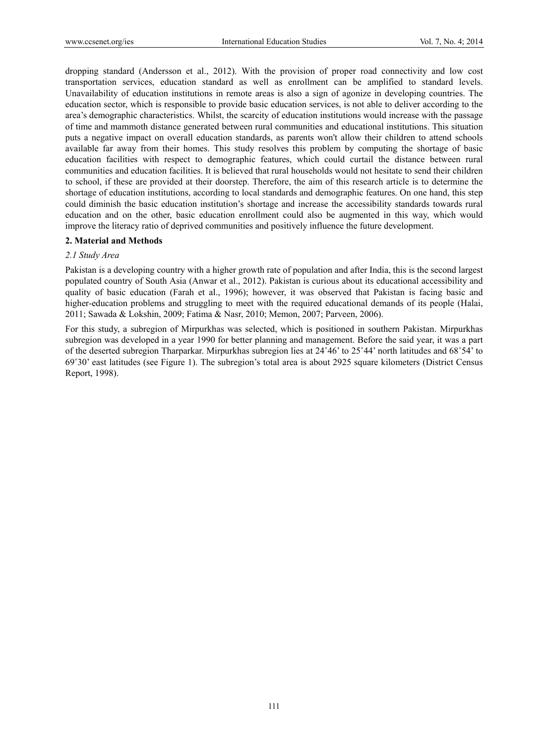dropping standard (Andersson et al., 2012). With the provision of proper road connectivity and low cost transportation services, education standard as well as enrollment can be amplified to standard levels. Unavailability of education institutions in remote areas is also a sign of agonize in developing countries. The education sector, which is responsible to provide basic education services, is not able to deliver according to the area's demographic characteristics. Whilst, the scarcity of education institutions would increase with the passage of time and mammoth distance generated between rural communities and educational institutions. This situation puts a negative impact on overall education standards, as parents won't allow their children to attend schools available far away from their homes. This study resolves this problem by computing the shortage of basic education facilities with respect to demographic features, which could curtail the distance between rural communities and education facilities. It is believed that rural households would not hesitate to send their children to school, if these are provided at their doorstep. Therefore, the aim of this research article is to determine the shortage of education institutions, according to local standards and demographic features. On one hand, this step could diminish the basic education institution's shortage and increase the accessibility standards towards rural education and on the other, basic education enrollment could also be augmented in this way, which would improve the literacy ratio of deprived communities and positively influence the future development.

## 2. Material and Methods

### *2.1 Study Area*

Pakistan is a developing country with a higher growth rate of population and after India, this is the second largest populated country of South Asia (Anwar et al., 2012). Pakistan is curious about its educational accessibility and quality of basic education (Farah et al., 1996); however, it was observed that Pakistan is facing basic and higher-education problems and struggling to meet with the required educational demands of its people (Halai, 2011; Sawada & Lokshin, 2009; Fatima & Nasr, 2010; Memon, 2007; Parveen, 2006).

For this study, a subregion of Mirpurkhas was selected, which is positioned in southern Pakistan. Mirpurkhas subregion was developed in a year 1990 for better planning and management. Before the said year, it was a part of the deserted subregion Tharparkar. Mirpurkhas subregion lies at 24˚46' to 25˚44' north latitudes and 68˚54' to 69˚30' east latitudes (see Figure 1). The subregion's total area is about 2925 square kilometers (District Census Report, 1998).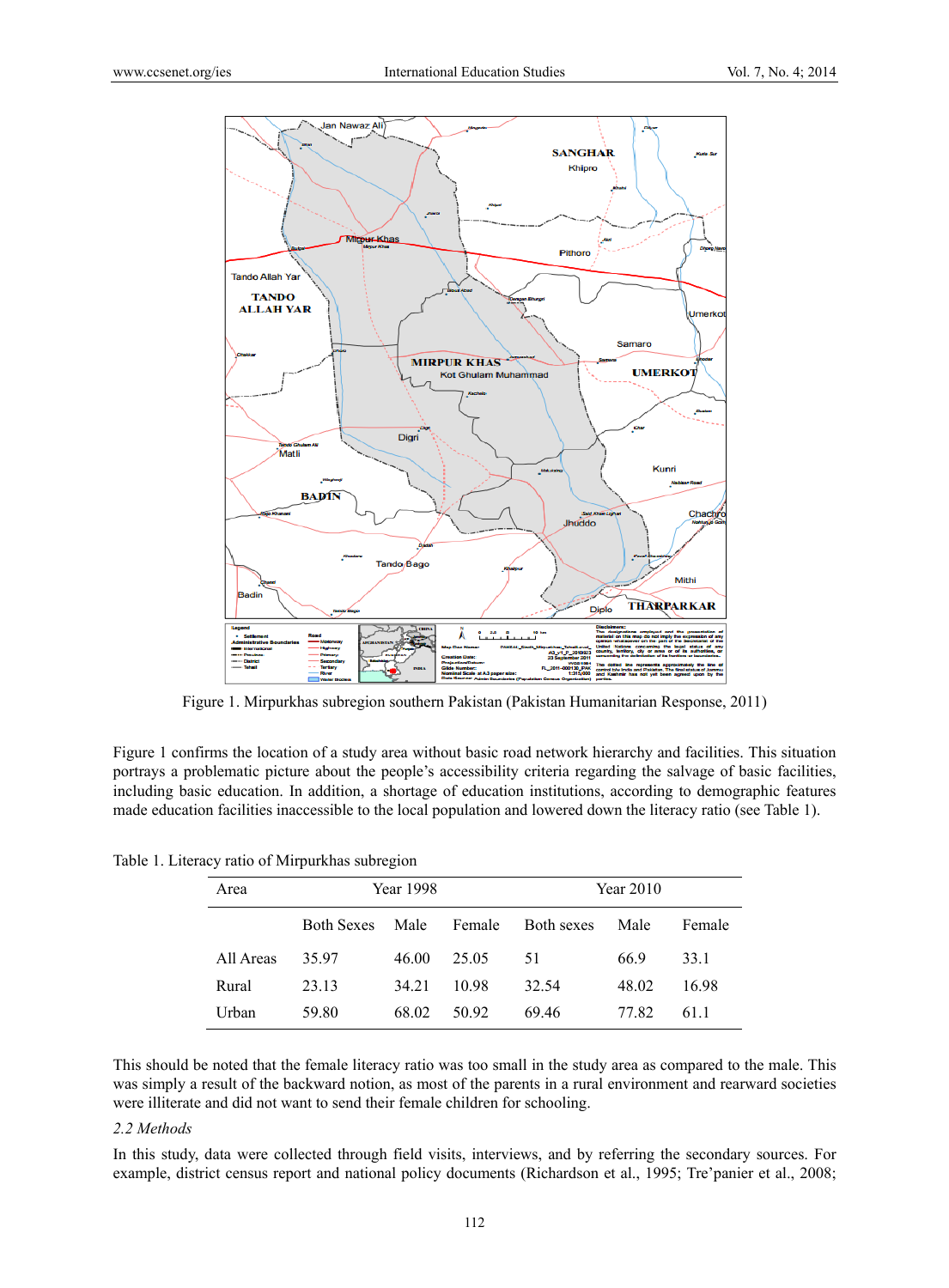Figure 1. Mirpurkhas subregion southern Pakistan (Pakistan Humanitarian Response, 2011)

Figure 1 confirms the location of a study area without basic road network hierarchy and facilities. This situation portrays a problematic picture about the people's accessibility criteria regarding the salvage of basic facilities, including basic education. In addition, a shortage of education institutions, according to demographic features made education facilities inaccessible to the local population and lowered down the literacy ratio (see Table 1).

Table 1. Literacy ratio of Mirpurkhas subregion

| Area | Year 1998 | | | Year 2010 | | |
|---|---|---|---|---|---|---|
| | Both Sexes | Male | Female | Both sexes | Male | Female |
| All Areas | 35.97 | 46.00 | 25.05 | 51 | 66.9 | 33.1 |
| Rural | 23.13 | 34.21 | 10.98 | 32.54 | 48.02 | 16.98 |
| Urban | 59.80 | 68.02 | 50.92 | 69.46 | 77.82 | 61.1 |

This should be noted that the female literacy ratio was too small in the study area as compared to the male. This was simply a result of the backward notion, as most of the parents in a rural environment and rearward societies were illiterate and did not want to send their female children for schooling.

### 2.2 Methods

In this study, data were collected through field visits, interviews, and by referring the secondary sources. For example, district census report and national policy documents (Richardson et al., 1995; Tre'panier et al., 2008;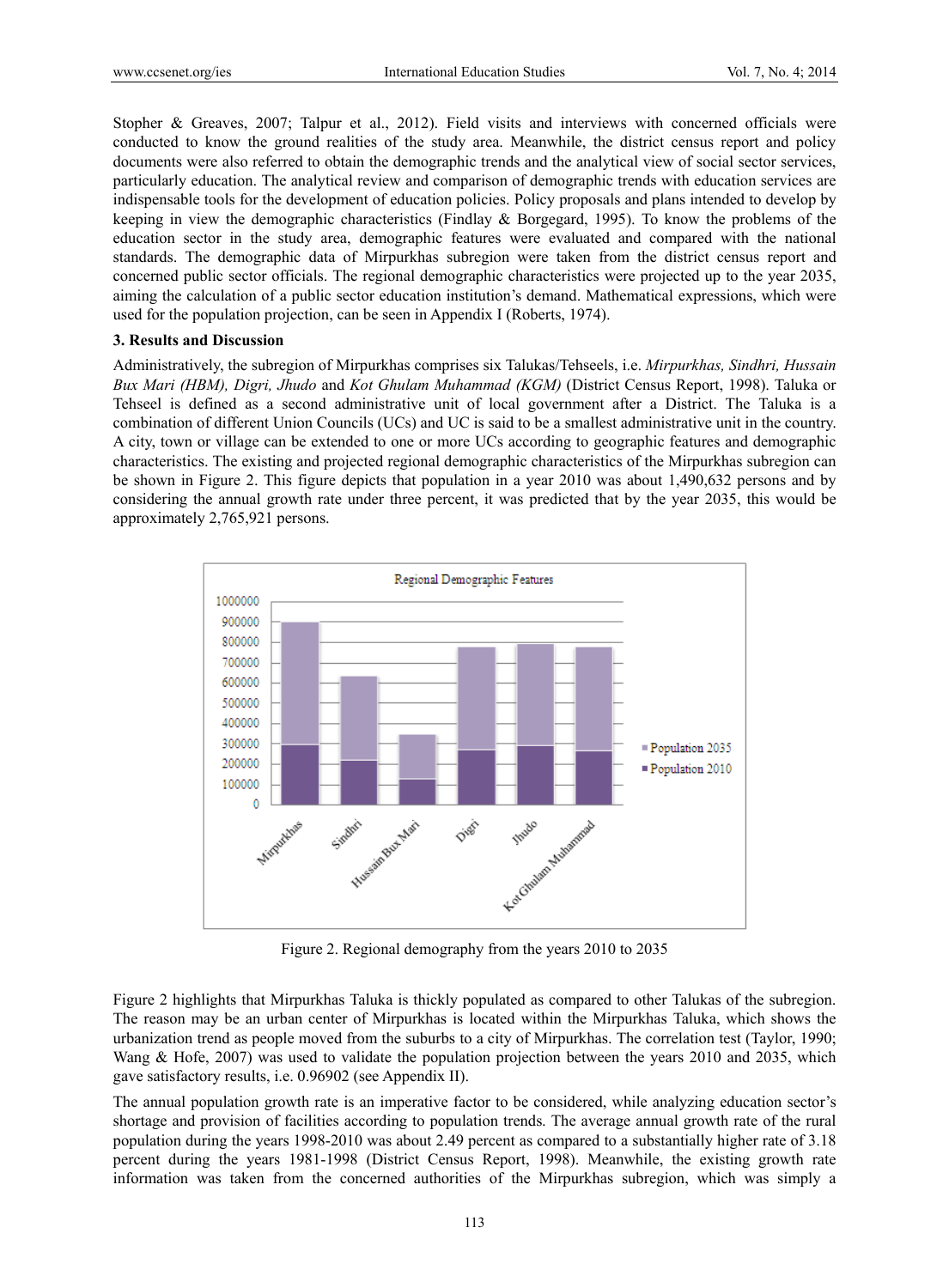Stopher & Greaves, 2007; Talpur et al., 2012). Field visits and interviews with concerned officials were conducted to know the ground realities of the study area. Meanwhile, the district census report and policy documents were also referred to obtain the demographic trends and the analytical view of social sector services, particularly education. The analytical review and comparison of demographic trends with education services are indispensable tools for the development of education policies. Policy proposals and plans intended to develop by keeping in view the demographic characteristics (Findlay & Borgegard, 1995). To know the problems of the education sector in the study area, demographic features were evaluated and compared with the national standards. The demographic data of Mirpurkhas subregion were taken from the district census report and concerned public sector officials. The regional demographic characteristics were projected up to the year 2035, aiming the calculation of a public sector education institution's demand. Mathematical expressions, which were used for the population projection, can be seen in Appendix I (Roberts, 1974).

### 3. Results and Discussion

Administratively, the subregion of Mirpurkhas comprises six Talukas/Tehseels, i.e. *Mirpurkhas, Sindhri, Hussain Bux Mari (HBM), Digri, Jhudo* and *Kot Ghulam Muhammad (KGM)* (District Census Report, 1998). Taluka or Tehseel is defined as a second administrative unit of local government after a District. The Taluka is a combination of different Union Councils (UCs) and UC is said to be a smallest administrative unit in the country. A city, town or village can be extended to one or more UCs according to geographic features and demographic characteristics. The existing and projected regional demographic characteristics of the Mirpurkhas subregion can be shown in Figure 2. This figure depicts that population in a year 2010 was about 1,490,632 persons and by considering the annual growth rate under three percent, it was predicted that by the year 2035, this would be approximately 2,765,921 persons.

Figure 2. Regional demography from the years 2010 to 2035

Figure 2 highlights that Mirpurkhas Taluka is thickly populated as compared to other Talukas of the subregion. The reason may be an urban center of Mirpurkhas is located within the Mirpurkhas Taluka, which shows the urbanization trend as people moved from the suburbs to a city of Mirpurkhas. The correlation test (Taylor, 1990; Wang & Hofe, 2007) was used to validate the population projection between the years 2010 and 2035, which gave satisfactory results, i.e. 0.96902 (see Appendix II).

The annual population growth rate is an imperative factor to be considered, while analyzing education sector's shortage and provision of facilities according to population trends. The average annual growth rate of the rural population during the years 1998-2010 was about 2.49 percent as compared to a substantially higher rate of 3.18 percent during the years 1981-1998 (District Census Report, 1998). Meanwhile, the existing growth rate information was taken from the concerned authorities of the Mirpurkhas subregion, which was simply a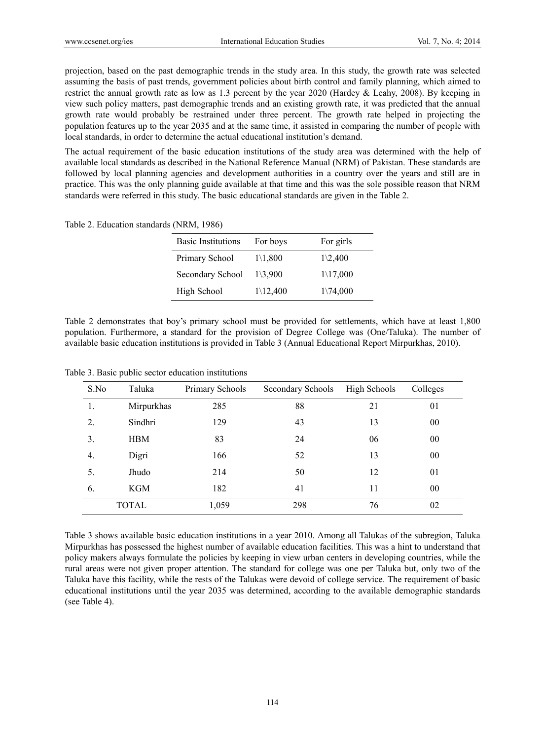projection, based on the past demographic trends in the study area. In this study, the growth rate was selected assuming the basis of past trends, government policies about birth control and family planning, which aimed to restrict the annual growth rate as low as 1.3 percent by the year 2020 (Hardey & Leahy, 2008). By keeping in view such policy matters, past demographic trends and an existing growth rate, it was predicted that the annual growth rate would probably be restrained under three percent. The growth rate helped in projecting the population features up to the year 2035 and at the same time, it assisted in comparing the number of people with local standards, in order to determine the actual educational institution's demand.

The actual requirement of the basic education institutions of the study area was determined with the help of available local standards as described in the National Reference Manual (NRM) of Pakistan. These standards are followed by local planning agencies and development authorities in a country over the years and still are in practice. This was the only planning guide available at that time and this was the sole possible reason that NRM standards were referred in this study. The basic educational standards are given in the Table 2.

Table 2. Education standards (NRM, 1986)

| Basic Institutions | For boys | For girls |
|---|---|---|
| Primary School | 1\1,800 | 1\2,400 |
| Secondary School | 1\3,900 | 1\17,000 |
| High School | 1\12,400 | 1\74,000 |

Table 2 demonstrates that boy's primary school must be provided for settlements, which have at least 1,800 population. Furthermore, a standard for the provision of Degree College was (One/Taluka). The number of available basic education institutions is provided in Table 3 (Annual Educational Report Mirpurkhas, 2010).

Table 3. Basic public sector education institutions

| S.No | Taluka | Primary Schools | Secondary Schools | High Schools | Colleges |
|---|---|---|---|---|---|
| 1. | Mirpurkhas | 285 | 88 | 21 | 01 |
| 2. | Sindhri | 129 | 43 | 13 | 00 |
| 3. | HBM | 83 | 24 | 06 | 00 |
| 4. | Digri | 166 | 52 | 13 | 00 |
| 5. | Jhudo | 214 | 50 | 12 | 01 |
| 6. | KGM | 182 | 41 | 11 | 00 |
| | TOTAL | 1,059 | 298 | 76 | 02 |

Table 3 shows available basic education institutions in a year 2010. Among all Talukas of the subregion, Taluka Mirpurkhas has possessed the highest number of available education facilities. This was a hint to understand that policy makers always formulate the policies by keeping in view urban centers in developing countries, while the rural areas were not given proper attention. The standard for college was one per Taluka but, only two of the Taluka have this facility, while the rests of the Talukas were devoid of college service. The requirement of basic educational institutions until the year 2035 was determined, according to the available demographic standards (see Table 4).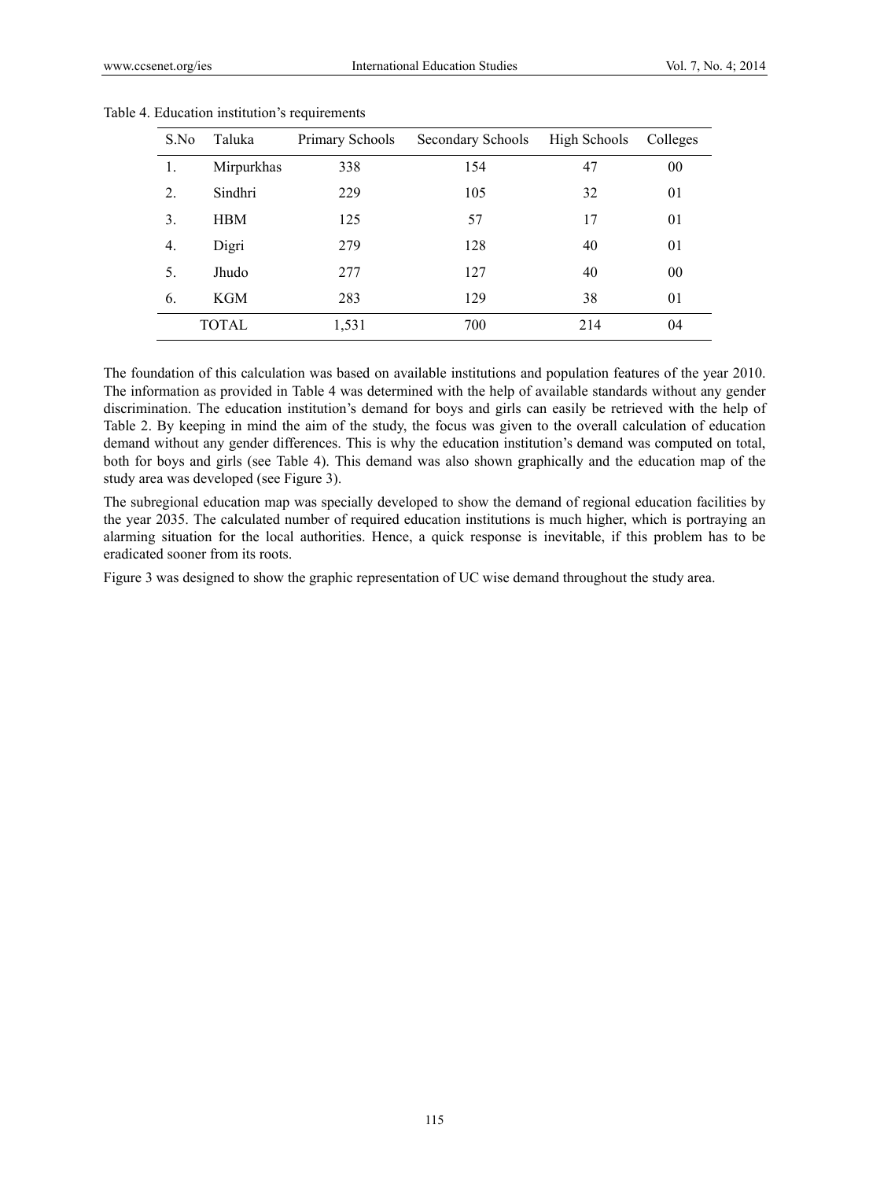Table 4. Education institution's requirements

| S.No | Taluka | Primary Schools | Secondary Schools | High Schools | Colleges |
|---|---|---|---|---|---|
| 1. | Mirpurkhas | 338 | 154 | 47 | 00 |
| 2. | Sindhri | 229 | 105 | 32 | 01 |
| 3. | HBM | 125 | 57 | 17 | 01 |
| 4. | Digri | 279 | 128 | 40 | 01 |
| 5. | Jhudo | 277 | 127 | 40 | 00 |
| 6. | KGM | 283 | 129 | 38 | 01 |
| | TOTAL | 1,531 | 700 | 214 | 04 |

The foundation of this calculation was based on available institutions and population features of the year 2010. The information as provided in Table 4 was determined with the help of available standards without any gender discrimination. The education institution's demand for boys and girls can easily be retrieved with the help of Table 2. By keeping in mind the aim of the study, the focus was given to the overall calculation of education demand without any gender differences. This is why the education institution's demand was computed on total, both for boys and girls (see Table 4). This demand was also shown graphically and the education map of the study area was developed (see Figure 3).

The subregional education map was specially developed to show the demand of regional education facilities by the year 2035. The calculated number of required education institutions is much higher, which is portraying an alarming situation for the local authorities. Hence, a quick response is inevitable, if this problem has to be eradicated sooner from its roots.

Figure 3 was designed to show the graphic representation of UC wise demand throughout the study area.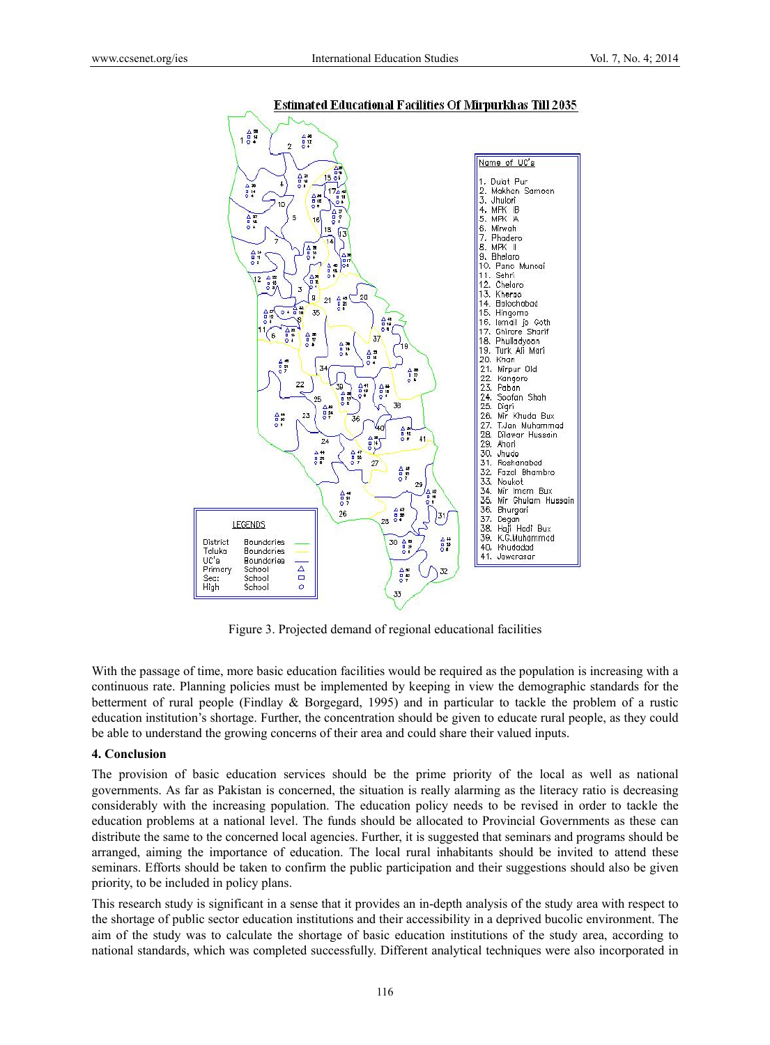Figure 3. Projected demand of regional educational facilities

With the passage of time, more basic education facilities would be required as the population is increasing with a continuous rate. Planning policies must be implemented by keeping in view the demographic standards for the betterment of rural people (Findlay & Borgegard, 1995) and in particular to tackle the problem of a rustic education institution's shortage. Further, the concentration should be given to educate rural people, as they could be able to understand the growing concerns of their area and could share their valued inputs.

## 4. Conclusion

The provision of basic education services should be the prime priority of the local as well as national governments. As far as Pakistan is concerned, the situation is really alarming as the literacy ratio is decreasing considerably with the increasing population. The education policy needs to be revised in order to tackle the education problems at a national level. The funds should be allocated to Provincial Governments as these can distribute the same to the concerned local agencies. Further, it is suggested that seminars and programs should be arranged, aiming the importance of education. The local rural inhabitants should be invited to attend these seminars. Efforts should be taken to confirm the public participation and their suggestions should also be given priority, to be included in policy plans.

This research study is significant in a sense that it provides an in-depth analysis of the study area with respect to the shortage of public sector education institutions and their accessibility in a deprived bucolic environment. The aim of the study was to calculate the shortage of basic education institutions of the study area, according to national standards, which was completed successfully. Different analytical techniques were also incorporated in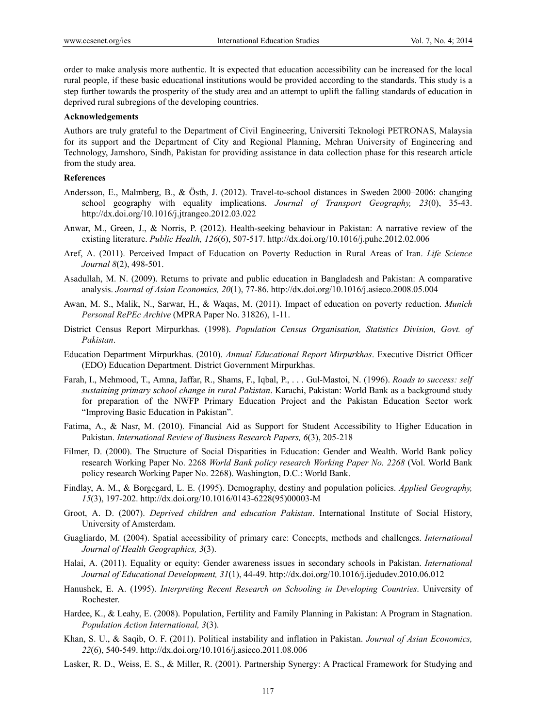order to make analysis more authentic. It is expected that education accessibility can be increased for the local rural people, if these basic educational institutions would be provided according to the standards. This study is a step further towards the prosperity of the study area and an attempt to uplift the falling standards of education in deprived rural subregions of the developing countries.

**Acknowledgements**

Authors are truly grateful to the Department of Civil Engineering, Universiti Teknologi PETRONAS, Malaysia for its support and the Department of City and Regional Planning, Mehran University of Engineering and Technology, Jamshoro, Sindh, Pakistan for providing assistance in data collection phase for this research article from the study area.

**References**

Andersson, E., Malmberg, B., & Östh, J. (2012). Travel-to-school distances in Sweden 2000–2006: changing school geography with equality implications. *Journal of Transport Geography, 23*(0), 35-43. http://dx.doi.org/10.1016/j.jtrangeo.2012.03.022

Anwar, M., Green, J., & Norris, P. (2012). Health-seeking behaviour in Pakistan: A narrative review of the existing literature. *Public Health, 126*(6), 507-517. http://dx.doi.org/10.1016/j.puhe.2012.02.006

Aref, A. (2011). Perceived Impact of Education on Poverty Reduction in Rural Areas of Iran. *Life Science Journal 8*(2), 498-501.

Asadullah, M. N. (2009). Returns to private and public education in Bangladesh and Pakistan: A comparative analysis. *Journal of Asian Economics, 20*(1), 77-86. http://dx.doi.org/10.1016/j.asieco.2008.05.004

Awan, M. S., Malik, N., Sarwar, H., & Waqas, M. (2011). Impact of education on poverty reduction. *Munich Personal RePEc Archive* (MPRA Paper No. 31826), 1-11.

District Census Report Mirpurkhas. (1998). *Population Census Organisation, Statistics Division, Govt. of Pakistan*.

Education Department Mirpurkhas. (2010). *Annual Educational Report Mirpurkhas*. Executive District Officer (EDO) Education Department. District Government Mirpurkhas.

Farah, I., Mehmood, T., Amna, Jaffar, R., Shams, F., Iqbal, P., . . . Gul-Mastoi, N. (1996). *Roads to success: self sustaining primary school change in rural Pakistan*. Karachi, Pakistan: World Bank as a background study for preparation of the NWFP Primary Education Project and the Pakistan Education Sector work "Improving Basic Education in Pakistan".

Fatima, A., & Nasr, M. (2010). Financial Aid as Support for Student Accessibility to Higher Education in Pakistan. *International Review of Business Research Papers, 6*(3), 205-218

Filmer, D. (2000). The Structure of Social Disparities in Education: Gender and Wealth. World Bank policy research Working Paper No. 2268 *World Bank policy research Working Paper No. 2268* (Vol. World Bank policy research Working Paper No. 2268). Washington, D.C.: World Bank.

Findlay, A. M., & Borgegard, L. E. (1995). Demography, destiny and population policies. *Applied Geography, 15*(3), 197-202. http://dx.doi.org/10.1016/0143-6228(95)00003-M

Groot, A. D. (2007). *Deprived children and education Pakistan*. International Institute of Social History, University of Amsterdam.

Guagliardo, M. (2004). Spatial accessibility of primary care: Concepts, methods and challenges. *International Journal of Health Geographics, 3*(3).

Halai, A. (2011). Equality or equity: Gender awareness issues in secondary schools in Pakistan. *International Journal of Educational Development, 31*(1), 44-49. http://dx.doi.org/10.1016/j.ijedudev.2010.06.012

Hanushek, E. A. (1995). *Interpreting Recent Research on Schooling in Developing Countries*. University of Rochester.

Hardee, K., & Leahy, E. (2008). Population, Fertility and Family Planning in Pakistan: A Program in Stagnation. *Population Action International, 3*(3).

Khan, S. U., & Saqib, O. F. (2011). Political instability and inflation in Pakistan. *Journal of Asian Economics, 22*(6), 540-549. http://dx.doi.org/10.1016/j.asieco.2011.08.006

Lasker, R. D., Weiss, E. S., & Miller, R. (2001). Partnership Synergy: A Practical Framework for Studying and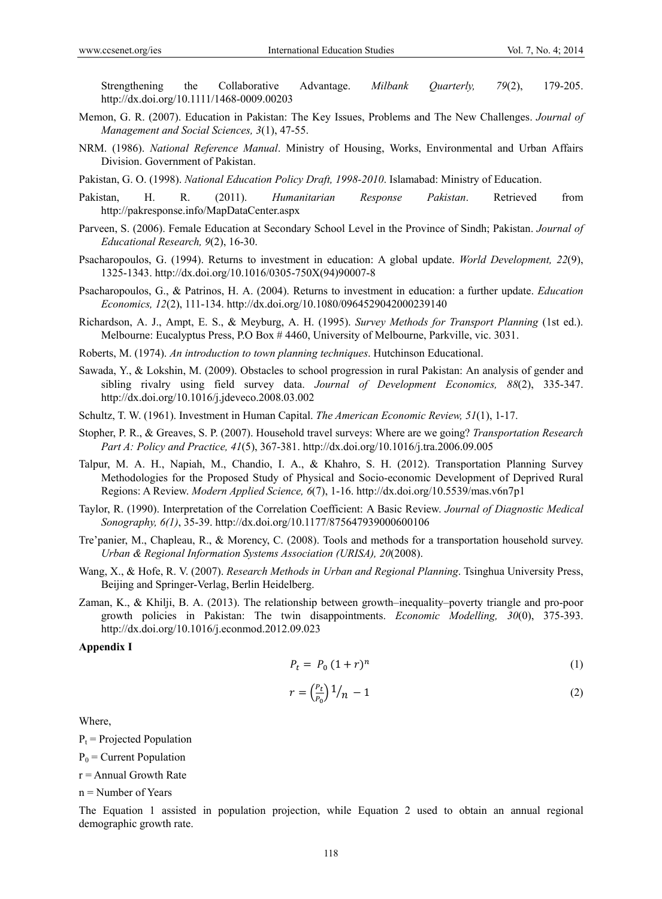Strengthening the Collaborative Advantage. *Milbank Quarterly, 79*(2), 179-205. http://dx.doi.org/10.1111/1468-0009.00203

Memon, G. R. (2007). Education in Pakistan: The Key Issues, Problems and The New Challenges. *Journal of Management and Social Sciences, 3*(1), 47-55.

NRM. (1986). *National Reference Manual*. Ministry of Housing, Works, Environmental and Urban Affairs Division. Government of Pakistan.

Pakistan, G. O. (1998). *National Education Policy Draft, 1998-2010*. Islamabad: Ministry of Education.

Pakistan, H. R. (2011). *Humanitarian Response Pakistan*. Retrieved from http://pakresponse.info/MapDataCenter.aspx

Parveen, S. (2006). Female Education at Secondary School Level in the Province of Sindh; Pakistan. *Journal of Educational Research, 9*(2), 16-30.

Psacharopoulos, G. (1994). Returns to investment in education: A global update. *World Development, 22*(9), 1325-1343. http://dx.doi.org/10.1016/0305-750X(94)90007-8

Psacharopoulos, G., & Patrinos, H. A. (2004). Returns to investment in education: a further update. *Education Economics, 12*(2), 111-134. http://dx.doi.org/10.1080/0964529042000239140

Richardson, A. J., Ampt, E. S., & Meyburg, A. H. (1995). *Survey Methods for Transport Planning* (1st ed.). Melbourne: Eucalyptus Press, P.O Box # 4460, University of Melbourne, Parkville, vic. 3031.

Roberts, M. (1974). *An introduction to town planning techniques*. Hutchinson Educational.

Sawada, Y., & Lokshin, M. (2009). Obstacles to school progression in rural Pakistan: An analysis of gender and sibling rivalry using field survey data. *Journal of Development Economics, 88*(2), 335-347. http://dx.doi.org/10.1016/j.jdeveco.2008.03.002

Schultz, T. W. (1961). Investment in Human Capital. *The American Economic Review, 51*(1), 1-17.

Stopher, P. R., & Greaves, S. P. (2007). Household travel surveys: Where are we going? *Transportation Research Part A: Policy and Practice, 41*(5), 367-381. http://dx.doi.org/10.1016/j.tra.2006.09.005

Talpur, M. A. H., Napiah, M., Chandio, I. A., & Khahro, S. H. (2012). Transportation Planning Survey Methodologies for the Proposed Study of Physical and Socio-economic Development of Deprived Rural Regions: A Review. *Modern Applied Science, 6*(7), 1-16. http://dx.doi.org/10.5539/mas.v6n7p1

Taylor, R. (1990). Interpretation of the Correlation Coefficient: A Basic Review. *Journal of Diagnostic Medical Sonography, 6(1)*, 35-39. http://dx.doi.org/10.1177/875647939000600106

Tre'panier, M., Chapleau, R., & Morency, C. (2008). Tools and methods for a transportation household survey. *Urban & Regional Information Systems Association (URISA), 20*(2008).

Wang, X., & Hofe, R. V. (2007). *Research Methods in Urban and Regional Planning*. Tsinghua University Press, Beijing and Springer-Verlag, Berlin Heidelberg.

Zaman, K., & Khilji, B. A. (2013). The relationship between growth–inequality–poverty triangle and pro-poor growth policies in Pakistan: The twin disappointments. *Economic Modelling, 30*(0), 375-393. http://dx.doi.org/10.1016/j.econmod.2012.09.023

**Appendix I**

$$P_t = P_0 \, (1 + r)^n \tag{1}$$

$$r = \left(\frac{P_t}{P_0}\right)^{1/n} - 1 \tag{2}$$

Where,

$P_t$ = Projected Population

$P_0$ = Current Population

r = Annual Growth Rate

n = Number of Years

The Equation 1 assisted in population projection, while Equation 2 used to obtain an annual regional demographic growth rate.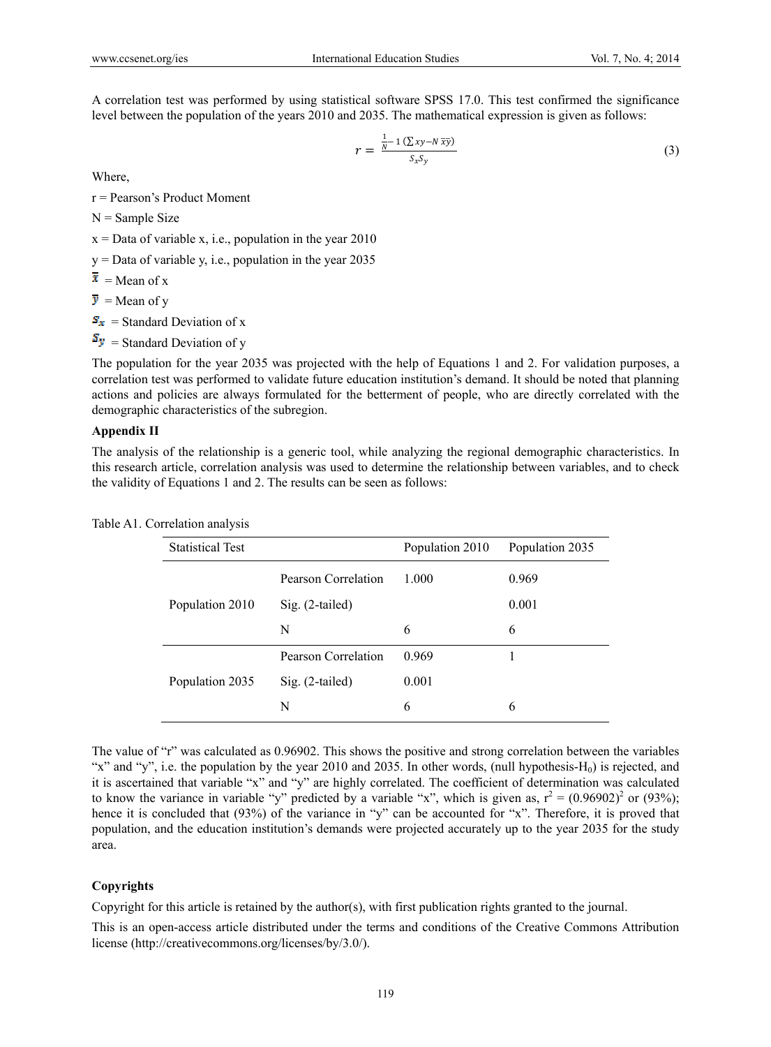A correlation test was performed by using statistical software SPSS 17.0. This test confirmed the significance level between the population of the years 2010 and 2035. The mathematical expression is given as follows:

$$r = \frac{\frac{1}{N} - 1\left(\sum xy - N\,\overline{x}\overline{y}\right)}{S_x S_y} \tag{3}$$

Where,

r = Pearson's Product Moment

N = Sample Size

x = Data of variable x, i.e., population in the year 2010

y = Data of variable y, i.e., population in the year 2035

$\overline{x}$ = Mean of x

$\overline{y}$ = Mean of y

$S_x$ = Standard Deviation of x

$S_y$ = Standard Deviation of y

The population for the year 2035 was projected with the help of Equations 1 and 2. For validation purposes, a correlation test was performed to validate future education institution's demand. It should be noted that planning actions and policies are always formulated for the betterment of people, who are directly correlated with the demographic characteristics of the subregion.

**Appendix II**

The analysis of the relationship is a generic tool, while analyzing the regional demographic characteristics. In this research article, correlation analysis was used to determine the relationship between variables, and to check the validity of Equations 1 and 2. The results can be seen as follows:

Table A1. Correlation analysis

| Statistical Test | | Population 2010 | Population 2035 |
|---|---|---|---|
| Population 2010 | Pearson Correlation | 1.000 | 0.969 |
| | Sig. (2-tailed) | | 0.001 |
| | N | 6 | 6 |
| Population 2035 | Pearson Correlation | 0.969 | 1 |
| | Sig. (2-tailed) | 0.001 | |
| | N | 6 | 6 |

The value of "r" was calculated as 0.96902. This shows the positive and strong correlation between the variables "x" and "y", i.e. the population by the year 2010 and 2035. In other words, (null hypothesis-$H_0$) is rejected, and it is ascertained that variable "x" and "y" are highly correlated. The coefficient of determination was calculated to know the variance in variable "y" predicted by a variable "x", which is given as, $r^2 = (0.96902)^2$ or (93%); hence it is concluded that (93%) of the variance in "y" can be accounted for "x". Therefore, it is proved that population, and the education institution's demands were projected accurately up to the year 2035 for the study area.

**Copyrights**

Copyright for this article is retained by the author(s), with first publication rights granted to the journal.

This is an open-access article distributed under the terms and conditions of the Creative Commons Attribution license (http://creativecommons.org/licenses/by/3.0/).